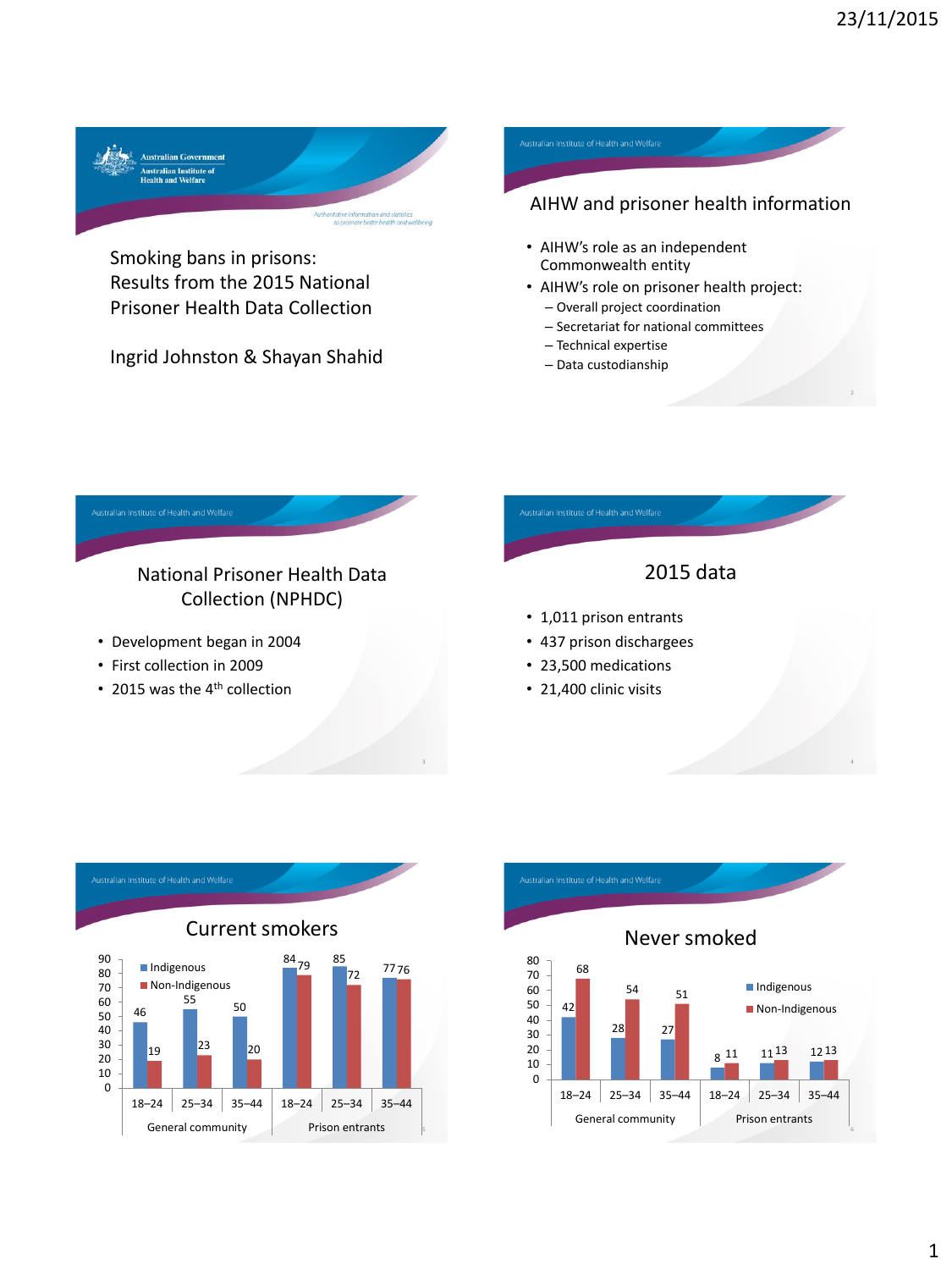# Smoking bans in prisons: Results from the 2015 National Prisoner Health Data Collection

Ingrid Johnston & Shayan Shahid

## AIHW and prisoner health information

- AIHW's role as an independent Commonwealth entity
- AIHW's role on prisoner health project:
  - Overall project coordination
  - Secretariat for national committees
  - Technical expertise
  - Data custodianship

## National Prisoner Health Data Collection (NPHDC)

- Development began in 2004
- First collection in 2009
- 2015 was the 4th collection

## 2015 data

- 1,011 prison entrants
- 437 prison dischargees
- 23,500 medications
- 21,400 clinic visits

## Current smokers

| Group | Age | Indigenous | Non-Indigenous |
|---|---|---|---|
| General community | 18–24 | 46 | 19 |
| | 25–34 | 55 | 23 |
| | 35–44 | 50 | 20 |
| Prison entrants | 18–24 | 84 | 79 |
| | 25–34 | 85 | 72 |
| | 35–44 | 77 | 76 |

## Never smoked

| Group | Age | Indigenous | Non-Indigenous |
|---|---|---|---|
| General community | 18–24 | 42 | 68 |
| | 25–34 | 28 | 54 |
| | 35–44 | 27 | 51 |
| Prison entrants | 18–24 | 8 | 11 |
| | 25–34 | 11 | 13 |
| | 35–44 | 12 | 13 |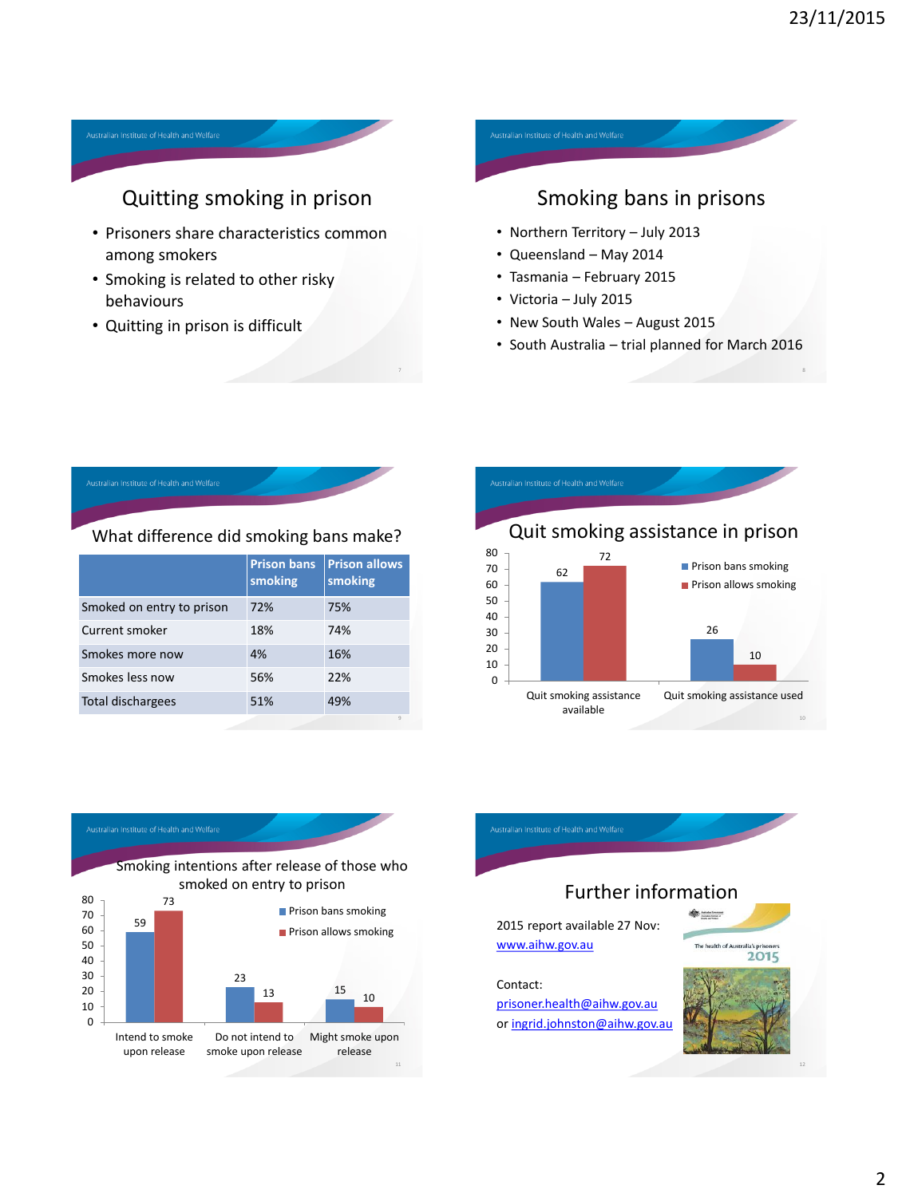## Quitting smoking in prison

- Prisoners share characteristics common among smokers
- Smoking is related to other risky behaviours
- Quitting in prison is difficult

## Smoking bans in prisons

- Northern Territory – July 2013
- Queensland – May 2014
- Tasmania – February 2015
- Victoria – July 2015
- New South Wales – August 2015
- South Australia – trial planned for March 2016

## What difference did smoking bans make?

| | Prison bans smoking | Prison allows smoking |
|---|---|---|
| Smoked on entry to prison | 72% | 75% |
| Current smoker | 18% | 74% |
| Smokes more now | 4% | 16% |
| Smokes less now | 56% | 22% |
| Total dischargees | 51% | 49% |

## Quit smoking assistance in prison

80
70
60
50
40
30
20
10
0

62
72
26
10

Prison bans smoking
Prison allows smoking

Quit smoking assistance available
Quit smoking assistance used

## Smoking intentions after release of those who smoked on entry to prison

80
70
60
50
40
30
20
10
0

59
73
23
13
15
10

Prison bans smoking
Prison allows smoking

Intend to smoke upon release
Do not intend to smoke upon release
Might smoke upon release

## Further information

2015 report available 27 Nov:
www.aihw.gov.au

Contact:
prisoner.health@aihw.gov.au
or ingrid.johnston@aihw.gov.au

The health of Australia's prisoners 2015